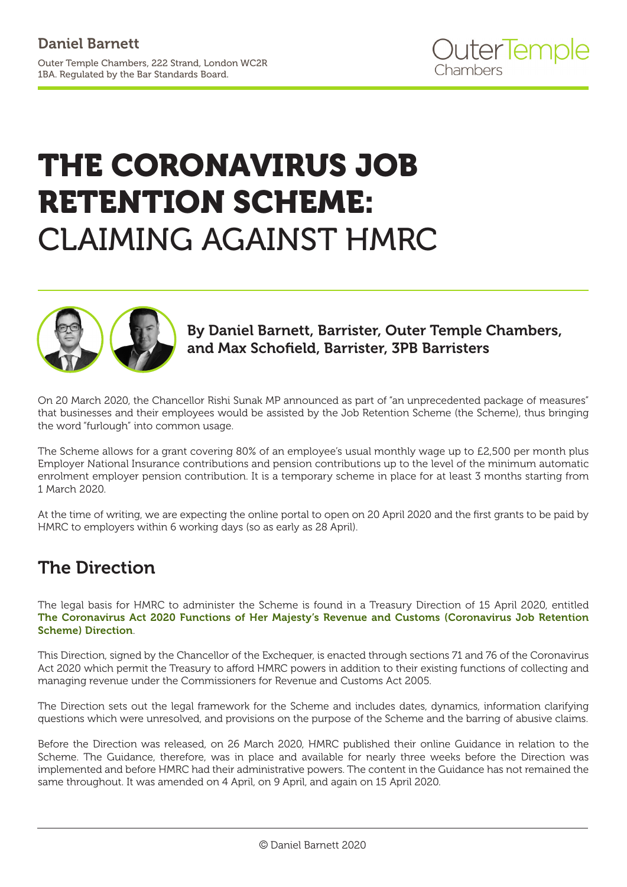**Daniel Barnett**

Outer Temple Chambers, 222 Strand, London WC2R 1BA. Regulated by the Bar Standards Board.

# THE CORONAVIRUS JOB RETENTION SCHEME: CLAIMING AGAINST HMRC

**By Daniel Barnett, Barrister, Outer Temple Chambers, and Max Schofield, Barrister, 3PB Barristers**

On 20 March 2020, the Chancellor Rishi Sunak MP announced as part of "an unprecedented package of measures" that businesses and their employees would be assisted by the Job Retention Scheme (the Scheme), thus bringing the word "furlough" into common usage.

The Scheme allows for a grant covering 80% of an employee's usual monthly wage up to £2,500 per month plus Employer National Insurance contributions and pension contributions up to the level of the minimum automatic enrolment employer pension contribution. It is a temporary scheme in place for at least 3 months starting from 1 March 2020.

At the time of writing, we are expecting the online portal to open on 20 April 2020 and the first grants to be paid by HMRC to employers within 6 working days (so as early as 28 April).

## The Direction

The legal basis for HMRC to administer the Scheme is found in a Treasury Direction of 15 April 2020, entitled **The Coronavirus Act 2020 Functions of Her Majesty's Revenue and Customs (Coronavirus Job Retention Scheme) Direction**.

This Direction, signed by the Chancellor of the Exchequer, is enacted through sections 71 and 76 of the Coronavirus Act 2020 which permit the Treasury to afford HMRC powers in addition to their existing functions of collecting and managing revenue under the Commissioners for Revenue and Customs Act 2005.

The Direction sets out the legal framework for the Scheme and includes dates, dynamics, information clarifying questions which were unresolved, and provisions on the purpose of the Scheme and the barring of abusive claims.

Before the Direction was released, on 26 March 2020, HMRC published their online Guidance in relation to the Scheme. The Guidance, therefore, was in place and available for nearly three weeks before the Direction was implemented and before HMRC had their administrative powers. The content in the Guidance has not remained the same throughout. It was amended on 4 April, on 9 April, and again on 15 April 2020.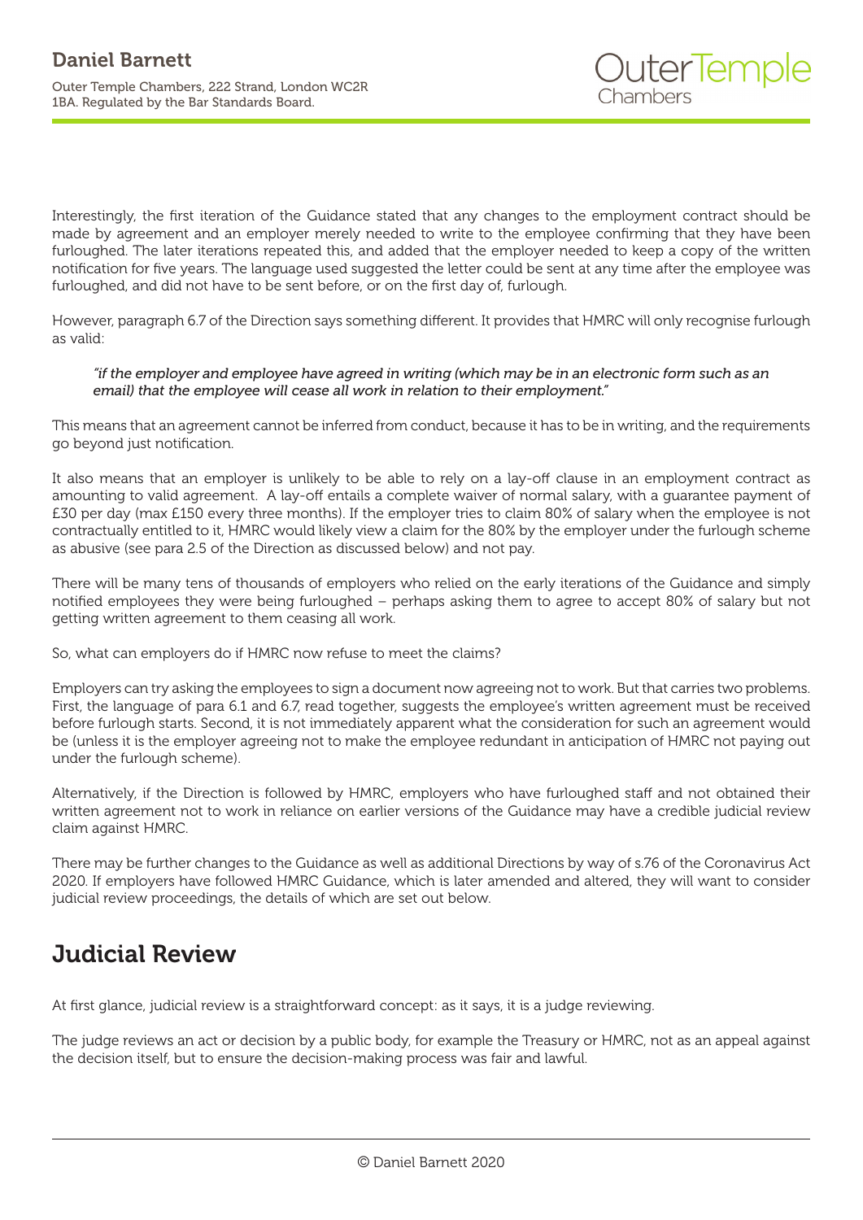Interestingly, the first iteration of the Guidance stated that any changes to the employment contract should be made by agreement and an employer merely needed to write to the employee confirming that they have been furloughed. The later iterations repeated this, and added that the employer needed to keep a copy of the written notification for five years. The language used suggested the letter could be sent at any time after the employee was furloughed, and did not have to be sent before, or on the first day of, furlough.

However, paragraph 6.7 of the Direction says something different. It provides that HMRC will only recognise furlough as valid:

> *"if the employer and employee have agreed in writing (which may be in an electronic form such as an email) that the employee will cease all work in relation to their employment."*

This means that an agreement cannot be inferred from conduct, because it has to be in writing, and the requirements go beyond just notification.

It also means that an employer is unlikely to be able to rely on a lay-off clause in an employment contract as amounting to valid agreement. A lay-off entails a complete waiver of normal salary, with a guarantee payment of £30 per day (max £150 every three months). If the employer tries to claim 80% of salary when the employee is not contractually entitled to it, HMRC would likely view a claim for the 80% by the employer under the furlough scheme as abusive (see para 2.5 of the Direction as discussed below) and not pay.

There will be many tens of thousands of employers who relied on the early iterations of the Guidance and simply notified employees they were being furloughed – perhaps asking them to agree to accept 80% of salary but not getting written agreement to them ceasing all work.

So, what can employers do if HMRC now refuse to meet the claims?

Employers can try asking the employees to sign a document now agreeing not to work. But that carries two problems. First, the language of para 6.1 and 6.7, read together, suggests the employee's written agreement must be received before furlough starts. Second, it is not immediately apparent what the consideration for such an agreement would be (unless it is the employer agreeing not to make the employee redundant in anticipation of HMRC not paying out under the furlough scheme).

Alternatively, if the Direction is followed by HMRC, employers who have furloughed staff and not obtained their written agreement not to work in reliance on earlier versions of the Guidance may have a credible judicial review claim against HMRC.

There may be further changes to the Guidance as well as additional Directions by way of s.76 of the Coronavirus Act 2020. If employers have followed HMRC Guidance, which is later amended and altered, they will want to consider judicial review proceedings, the details of which are set out below.

## Judicial Review

At first glance, judicial review is a straightforward concept: as it says, it is a judge reviewing.

The judge reviews an act or decision by a public body, for example the Treasury or HMRC, not as an appeal against the decision itself, but to ensure the decision-making process was fair and lawful.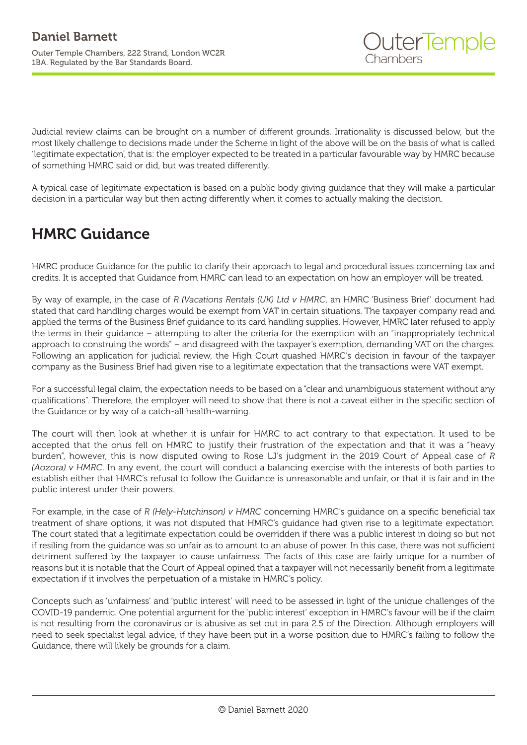Judicial review claims can be brought on a number of different grounds. Irrationality is discussed below, but the most likely challenge to decisions made under the Scheme in light of the above will be on the basis of what is called 'legitimate expectation', that is: the employer expected to be treated in a particular favourable way by HMRC because of something HMRC said or did, but was treated differently.

A typical case of legitimate expectation is based on a public body giving guidance that they will make a particular decision in a particular way but then acting differently when it comes to actually making the decision.

## HMRC Guidance

HMRC produce Guidance for the public to clarify their approach to legal and procedural issues concerning tax and credits. It is accepted that Guidance from HMRC can lead to an expectation on how an employer will be treated.

By way of example, in the case of *R (Vacations Rentals (UK) Ltd v HMRC*, an HMRC 'Business Brief' document had stated that card handling charges would be exempt from VAT in certain situations. The taxpayer company read and applied the terms of the Business Brief guidance to its card handling supplies. However, HMRC later refused to apply the terms in their guidance – attempting to alter the criteria for the exemption with an "inappropriately technical approach to construing the words" – and disagreed with the taxpayer's exemption, demanding VAT on the charges. Following an application for judicial review, the High Court quashed HMRC's decision in favour of the taxpayer company as the Business Brief had given rise to a legitimate expectation that the transactions were VAT exempt.

For a successful legal claim, the expectation needs to be based on a "clear and unambiguous statement without any qualifications". Therefore, the employer will need to show that there is not a caveat either in the specific section of the Guidance or by way of a catch-all health-warning.

The court will then look at whether it is unfair for HMRC to act contrary to that expectation. It used to be accepted that the onus fell on HMRC to justify their frustration of the expectation and that it was a "heavy burden", however, this is now disputed owing to Rose LJ's judgment in the 2019 Court of Appeal case of *R (Aozora) v HMRC*. In any event, the court will conduct a balancing exercise with the interests of both parties to establish either that HMRC's refusal to follow the Guidance is unreasonable and unfair, or that it is fair and in the public interest under their powers.

For example, in the case of *R (Hely-Hutchinson) v HMRC* concerning HMRC's guidance on a specific beneficial tax treatment of share options, it was not disputed that HMRC's guidance had given rise to a legitimate expectation. The court stated that a legitimate expectation could be overridden if there was a public interest in doing so but not if resiling from the guidance was so unfair as to amount to an abuse of power. In this case, there was not sufficient detriment suffered by the taxpayer to cause unfairness. The facts of this case are fairly unique for a number of reasons but it is notable that the Court of Appeal opined that a taxpayer will not necessarily benefit from a legitimate expectation if it involves the perpetuation of a mistake in HMRC's policy.

Concepts such as 'unfairness' and 'public interest' will need to be assessed in light of the unique challenges of the COVID-19 pandemic. One potential argument for the 'public interest' exception in HMRC's favour will be if the claim is not resulting from the coronavirus or is abusive as set out in para 2.5 of the Direction. Although employers will need to seek specialist legal advice, if they have been put in a worse position due to HMRC's failing to follow the Guidance, there will likely be grounds for a claim.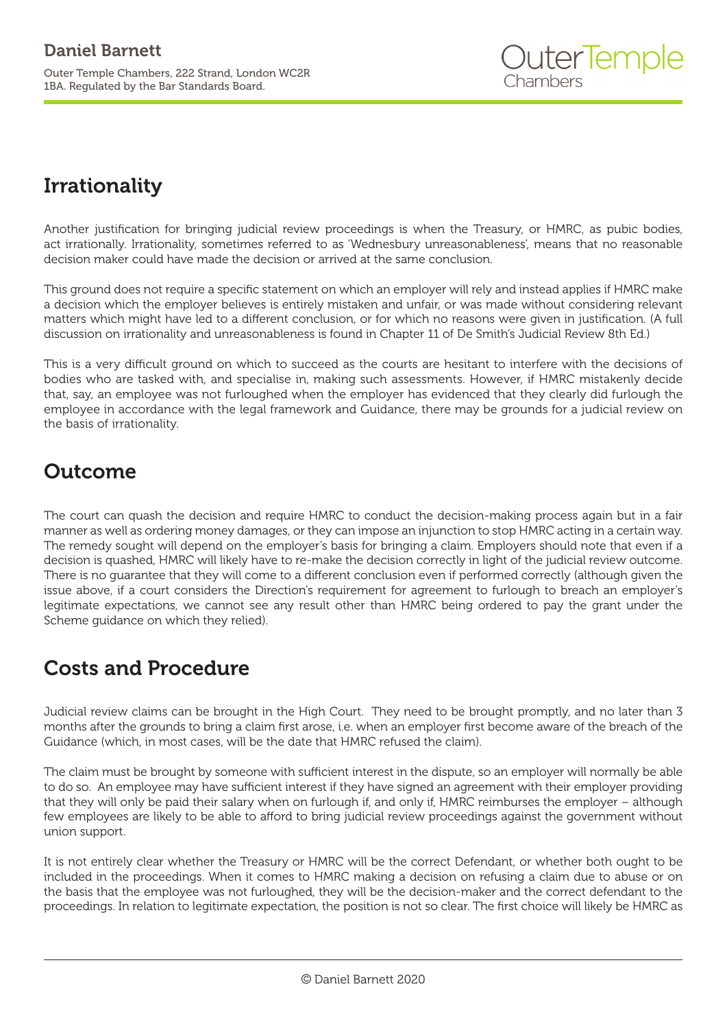## Irrationality

Another justification for bringing judicial review proceedings is when the Treasury, or HMRC, as pubic bodies, act irrationally. Irrationality, sometimes referred to as 'Wednesbury unreasonableness', means that no reasonable decision maker could have made the decision or arrived at the same conclusion.

This ground does not require a specific statement on which an employer will rely and instead applies if HMRC make a decision which the employer believes is entirely mistaken and unfair, or was made without considering relevant matters which might have led to a different conclusion, or for which no reasons were given in justification. (A full discussion on irrationality and unreasonableness is found in Chapter 11 of De Smith's Judicial Review 8th Ed.)

This is a very difficult ground on which to succeed as the courts are hesitant to interfere with the decisions of bodies who are tasked with, and specialise in, making such assessments. However, if HMRC mistakenly decide that, say, an employee was not furloughed when the employer has evidenced that they clearly did furlough the employee in accordance with the legal framework and Guidance, there may be grounds for a judicial review on the basis of irrationality.

## Outcome

The court can quash the decision and require HMRC to conduct the decision-making process again but in a fair manner as well as ordering money damages, or they can impose an injunction to stop HMRC acting in a certain way. The remedy sought will depend on the employer's basis for bringing a claim. Employers should note that even if a decision is quashed, HMRC will likely have to re-make the decision correctly in light of the judicial review outcome. There is no guarantee that they will come to a different conclusion even if performed correctly (although given the issue above, if a court considers the Direction's requirement for agreement to furlough to breach an employer's legitimate expectations, we cannot see any result other than HMRC being ordered to pay the grant under the Scheme guidance on which they relied).

## Costs and Procedure

Judicial review claims can be brought in the High Court. They need to be brought promptly, and no later than 3 months after the grounds to bring a claim first arose, i.e. when an employer first become aware of the breach of the Guidance (which, in most cases, will be the date that HMRC refused the claim).

The claim must be brought by someone with sufficient interest in the dispute, so an employer will normally be able to do so. An employee may have sufficient interest if they have signed an agreement with their employer providing that they will only be paid their salary when on furlough if, and only if, HMRC reimburses the employer – although few employees are likely to be able to afford to bring judicial review proceedings against the government without union support.

It is not entirely clear whether the Treasury or HMRC will be the correct Defendant, or whether both ought to be included in the proceedings. When it comes to HMRC making a decision on refusing a claim due to abuse or on the basis that the employee was not furloughed, they will be the decision-maker and the correct defendant to the proceedings. In relation to legitimate expectation, the position is not so clear. The first choice will likely be HMRC as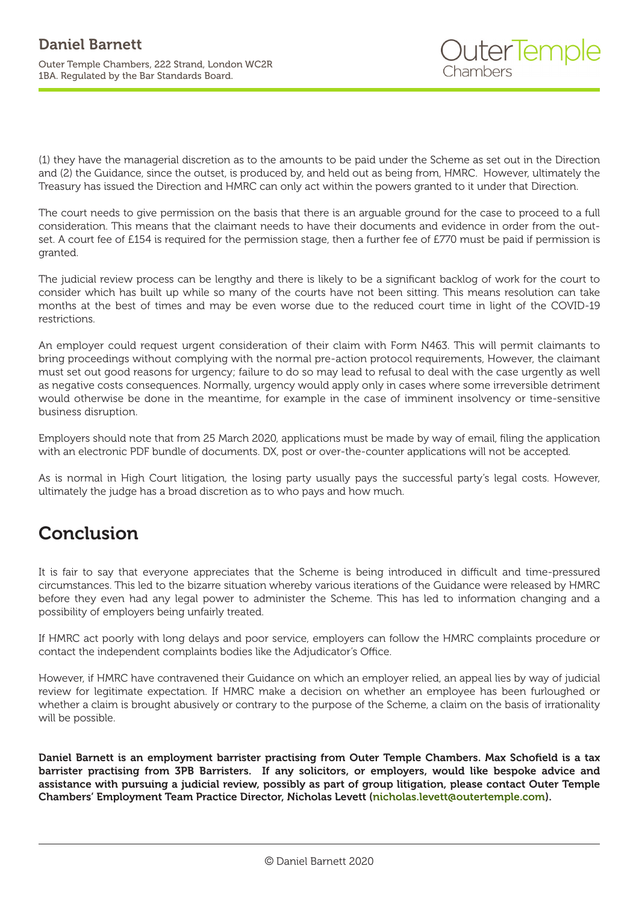(1) they have the managerial discretion as to the amounts to be paid under the Scheme as set out in the Direction and (2) the Guidance, since the outset, is produced by, and held out as being from, HMRC. However, ultimately the Treasury has issued the Direction and HMRC can only act within the powers granted to it under that Direction.

The court needs to give permission on the basis that there is an arguable ground for the case to proceed to a full consideration. This means that the claimant needs to have their documents and evidence in order from the outset. A court fee of £154 is required for the permission stage, then a further fee of £770 must be paid if permission is granted.

The judicial review process can be lengthy and there is likely to be a significant backlog of work for the court to consider which has built up while so many of the courts have not been sitting. This means resolution can take months at the best of times and may be even worse due to the reduced court time in light of the COVID-19 restrictions.

An employer could request urgent consideration of their claim with Form N463. This will permit claimants to bring proceedings without complying with the normal pre-action protocol requirements, However, the claimant must set out good reasons for urgency; failure to do so may lead to refusal to deal with the case urgently as well as negative costs consequences. Normally, urgency would apply only in cases where some irreversible detriment would otherwise be done in the meantime, for example in the case of imminent insolvency or time-sensitive business disruption.

Employers should note that from 25 March 2020, applications must be made by way of email, filing the application with an electronic PDF bundle of documents. DX, post or over-the-counter applications will not be accepted.

As is normal in High Court litigation, the losing party usually pays the successful party's legal costs. However, ultimately the judge has a broad discretion as to who pays and how much.

# Conclusion

It is fair to say that everyone appreciates that the Scheme is being introduced in difficult and time-pressured circumstances. This led to the bizarre situation whereby various iterations of the Guidance were released by HMRC before they even had any legal power to administer the Scheme. This has led to information changing and a possibility of employers being unfairly treated.

If HMRC act poorly with long delays and poor service, employers can follow the HMRC complaints procedure or contact the independent complaints bodies like the Adjudicator's Office.

However, if HMRC have contravened their Guidance on which an employer relied, an appeal lies by way of judicial review for legitimate expectation. If HMRC make a decision on whether an employee has been furloughed or whether a claim is brought abusively or contrary to the purpose of the Scheme, a claim on the basis of irrationality will be possible.

**Daniel Barnett is an employment barrister practising from Outer Temple Chambers. Max Schofield is a tax barrister practising from 3PB Barristers. If any solicitors, or employers, would like bespoke advice and assistance with pursuing a judicial review, possibly as part of group litigation, please contact Outer Temple Chambers' Employment Team Practice Director, Nicholas Levett (nicholas.levett@outertemple.com).**